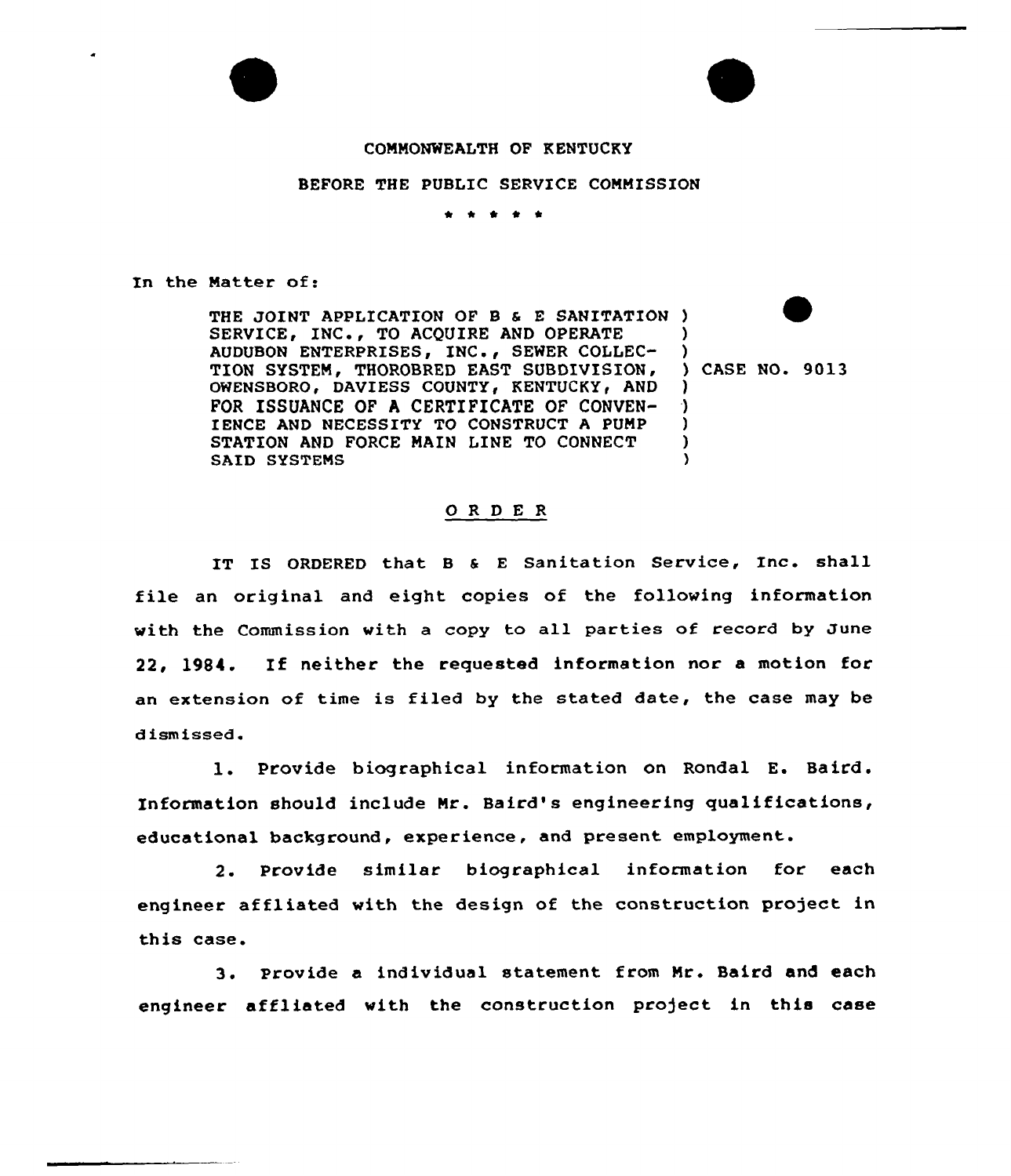COMMONWEALTH OF KENTUCKY

BEFORE THE PUBLIC SERVICE COMMISSION

\* \* \* \* \*

In the Matter of:

| | |
|---|---|
| THE JOINT APPLICATION OF B & E SANITATION SERVICE, INC., TO ACQUIRE AND OPERATE AUDUBON ENTERPRISES, INC., SEWER COLLECTION SYSTEM, THOROBRED EAST SUBDIVISION, OWENSBORO, DAVIESS COUNTY, KENTUCKY, AND FOR ISSUANCE OF A CERTIFICATE OF CONVENIENCE AND NECESSITY TO CONSTRUCT A PUMP STATION AND FORCE MAIN LINE TO CONNECT SAID SYSTEMS | CASE NO. 9013 |

## O R D E R

IT IS ORDERED that B & E Sanitation Service, Inc. shall file an original and eight copies of the following information with the Commission with a copy to all parties of record by June 22, 1984. If neither the requested information nor a motion for an extension of time is filed by the stated date, the case may be dismissed.

1. Provide biographical information on Rondal E. Baird. Information should include Mr. Baird's engineering qualifications, educational background, experience, and present employment.

2. Provide similar biographical information for each engineer affliated with the design of the construction project in this case.

3. Provide a individual statement from Mr. Baird and each engineer affliated with the construction project in this case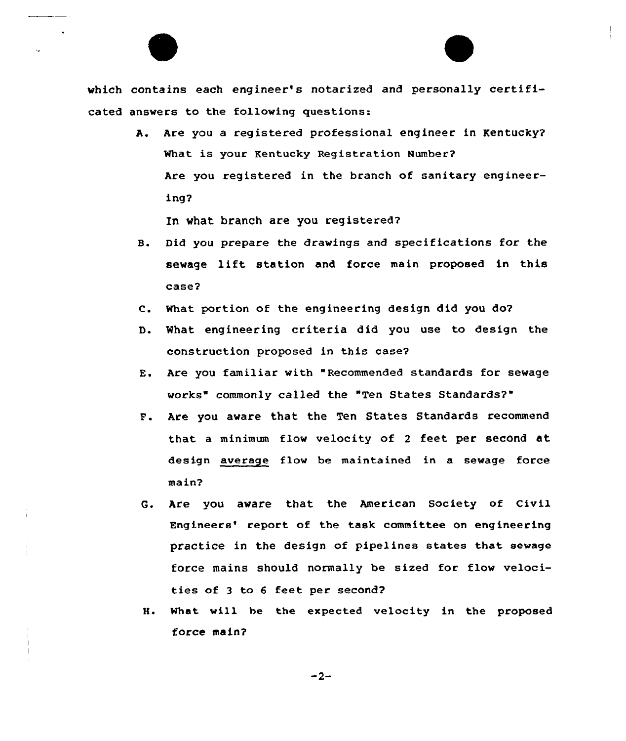which contains each engineer's notarized and personally certificated answers to the following questions:

A. Are you a registered professional engineer in Kentucky? What is your Kentucky Registration Number? Are you registered in the branch of sanitary engineering?

   In what branch are you registered?

B. Did you prepare the drawings and specifications for the sewage lift station and force main proposed in this case?

C. What portion of the engineering design did you do?

D. What engineering criteria did you use to design the construction proposed in this case?

E. Are you familiar with "Recommended standards for sewage works" commonly called the "Ten States Standards?"

F. Are you aware that the Ten States Standards recommend that a minimum flow velocity of 2 feet per second at design <u>average</u> flow be maintained in a sewage force main?

G. Are you aware that the American Society of Civil Engineers' report of the task committee on engineering practice in the design of pipelines states that sewage force mains should normally be sized for flow velocities of 3 to 6 feet per second?

H. What will be the expected velocity in the proposed force main?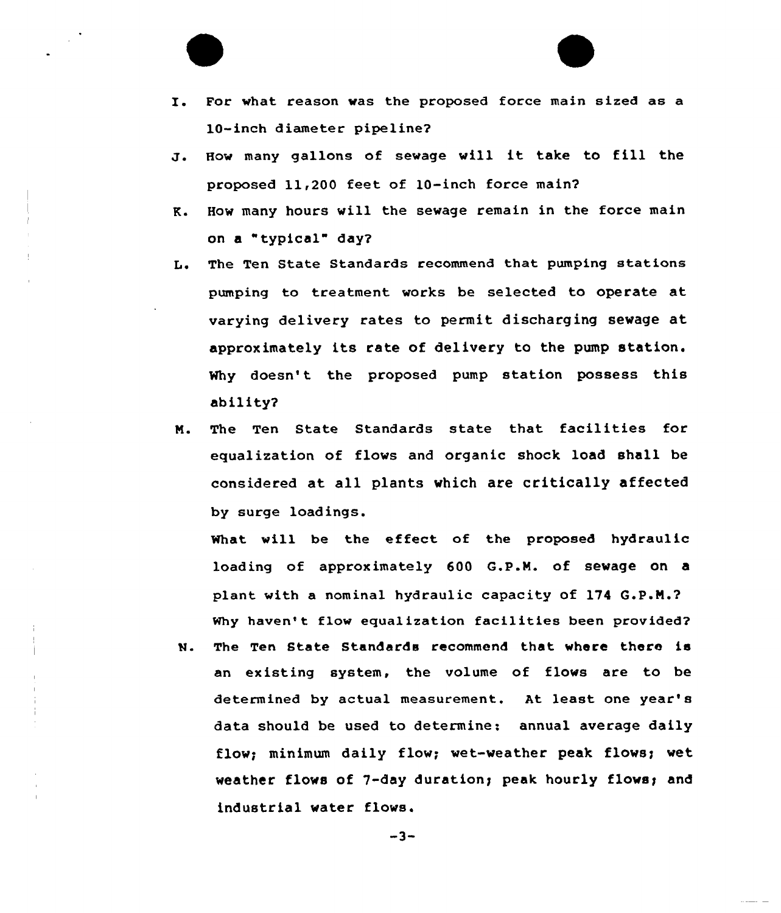I. For what reason was the proposed force main sized as a 10-inch diameter pipeline?

J. How many gallons of sewage will it take to fill the proposed 11,200 feet of 10-inch force main?

K. How many hours will the sewage remain in the force main on a "typical" day?

L. The Ten State Standards recommend that pumping stations pumping to treatment works be selected to operate at varying delivery rates to permit discharging sewage at approximately its rate of delivery to the pump station. Why doesn't the proposed pump station possess this ability?

M. The Ten State Standards state that facilities for equalization of flows and organic shock load shall be considered at all plants which are critically affected by surge loadings.

   What will be the effect of the proposed hydraulic loading of approximately 600 G.P.M. of sewage on a plant with a nominal hydraulic capacity of 174 G.P.M.? Why haven't flow equalization facilities been provided?

N. The Ten State Standards recommend that where there is an existing system, the volume of flows are to be determined by actual measurement. At least one year's data should be used to determine: annual average daily flow; minimum daily flow; wet-weather peak flows; wet weather flows of 7-day duration; peak hourly flows; and industrial water flows.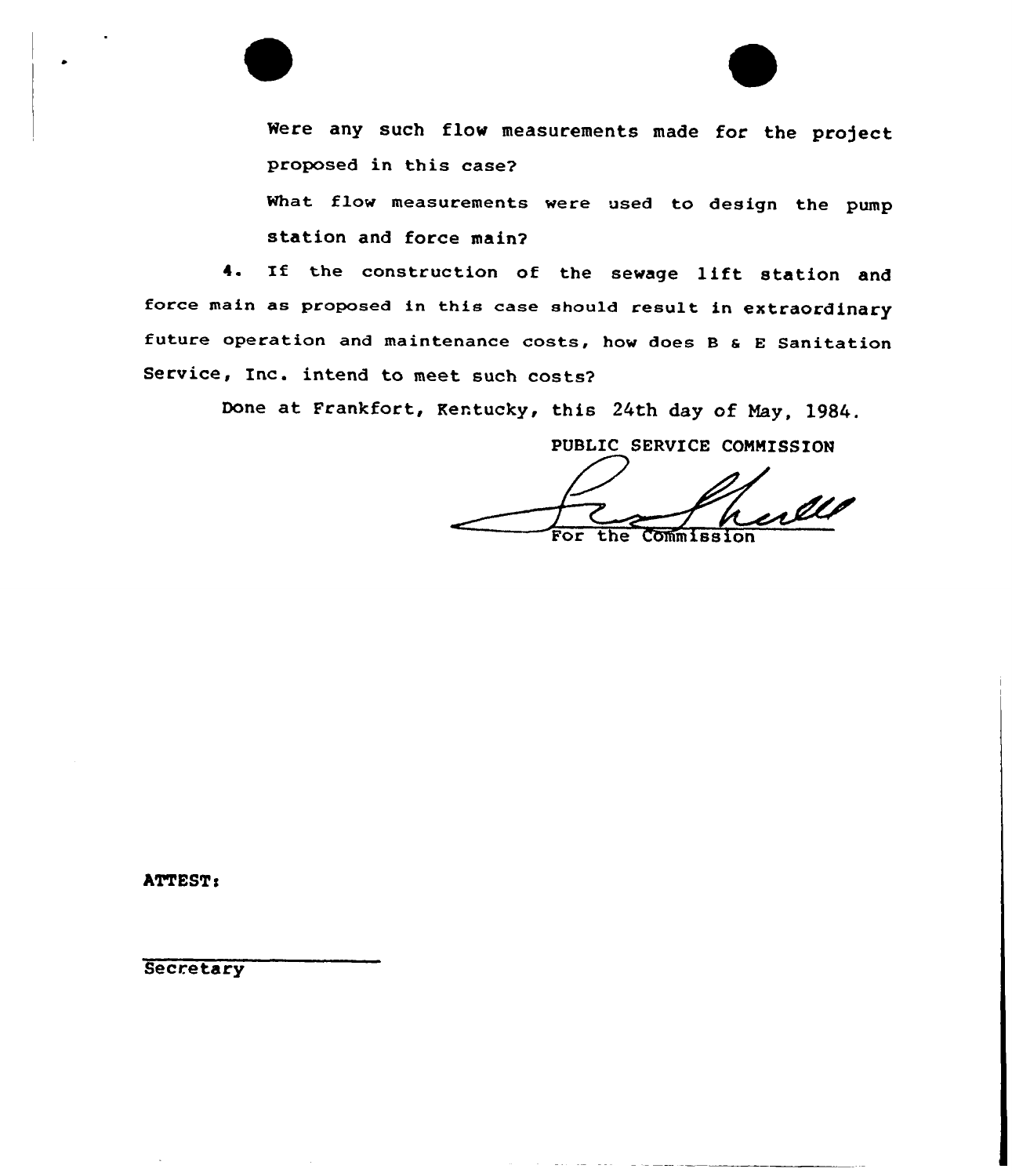Were any such flow measurements made for the project proposed in this case?

What flow measurements were used to design the pump station and force main?

4. If the construction of the sewage lift station and force main as proposed in this case should result in extraordinary future operation and maintenance costs, how does B & E Sanitation Service, Inc. intend to meet such costs?

Done at Frankfort, Kentucky, this 24th day of May, 1984.

PUBLIC SERVICE COMMISSION

For the Commission

ATTEST:

Secretary